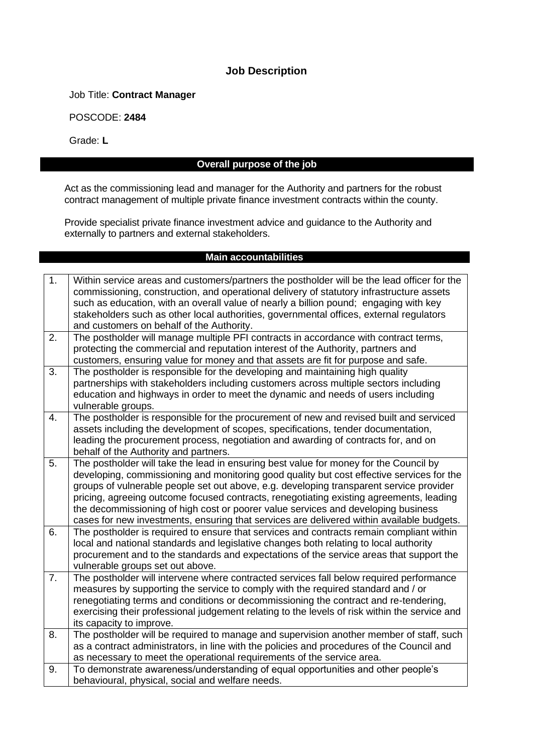# Job Description

Job Title: **Contract Manager**

POSCODE: **2484**

Grade: **L**

## Overall purpose of the job

Act as the commissioning lead and manager for the Authority and partners for the robust contract management of multiple private finance investment contracts within the county.

Provide specialist private finance investment advice and guidance to the Authority and externally to partners and external stakeholders.

## Main accountabilities

| | |
|---|---|
| 1. | Within service areas and customers/partners the postholder will be the lead officer for the commissioning, construction, and operational delivery of statutory infrastructure assets such as education, with an overall value of nearly a billion pound; engaging with key stakeholders such as other local authorities, governmental offices, external regulators and customers on behalf of the Authority. |
| 2. | The postholder will manage multiple PFI contracts in accordance with contract terms, protecting the commercial and reputation interest of the Authority, partners and customers, ensuring value for money and that assets are fit for purpose and safe. |
| 3. | The postholder is responsible for the developing and maintaining high quality partnerships with stakeholders including customers across multiple sectors including education and highways in order to meet the dynamic and needs of users including vulnerable groups. |
| 4. | The postholder is responsible for the procurement of new and revised built and serviced assets including the development of scopes, specifications, tender documentation, leading the procurement process, negotiation and awarding of contracts for, and on behalf of the Authority and partners. |
| 5. | The postholder will take the lead in ensuring best value for money for the Council by developing, commissioning and monitoring good quality but cost effective services for the groups of vulnerable people set out above, e.g. developing transparent service provider pricing, agreeing outcome focused contracts, renegotiating existing agreements, leading the decommissioning of high cost or poorer value services and developing business cases for new investments, ensuring that services are delivered within available budgets. |
| 6. | The postholder is required to ensure that services and contracts remain compliant within local and national standards and legislative changes both relating to local authority procurement and to the standards and expectations of the service areas that support the vulnerable groups set out above. |
| 7. | The postholder will intervene where contracted services fall below required performance measures by supporting the service to comply with the required standard and / or renegotiating terms and conditions or decommissioning the contract and re-tendering, exercising their professional judgement relating to the levels of risk within the service and its capacity to improve. |
| 8. | The postholder will be required to manage and supervision another member of staff, such as a contract administrators, in line with the policies and procedures of the Council and as necessary to meet the operational requirements of the service area. |
| 9. | To demonstrate awareness/understanding of equal opportunities and other people's behavioural, physical, social and welfare needs. |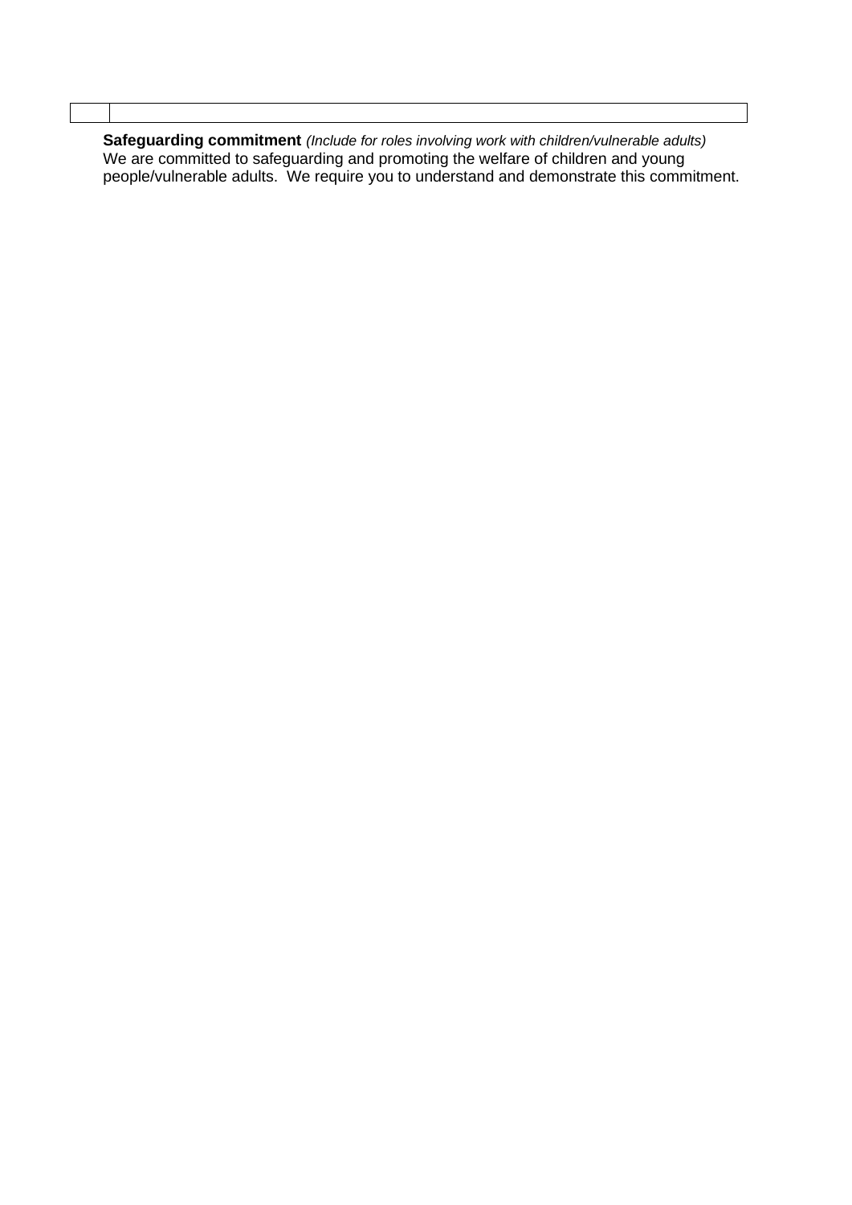| | |
|---|---|

**Safeguarding commitment** *(Include for roles involving work with children/vulnerable adults)*
We are committed to safeguarding and promoting the welfare of children and young people/vulnerable adults. We require you to understand and demonstrate this commitment.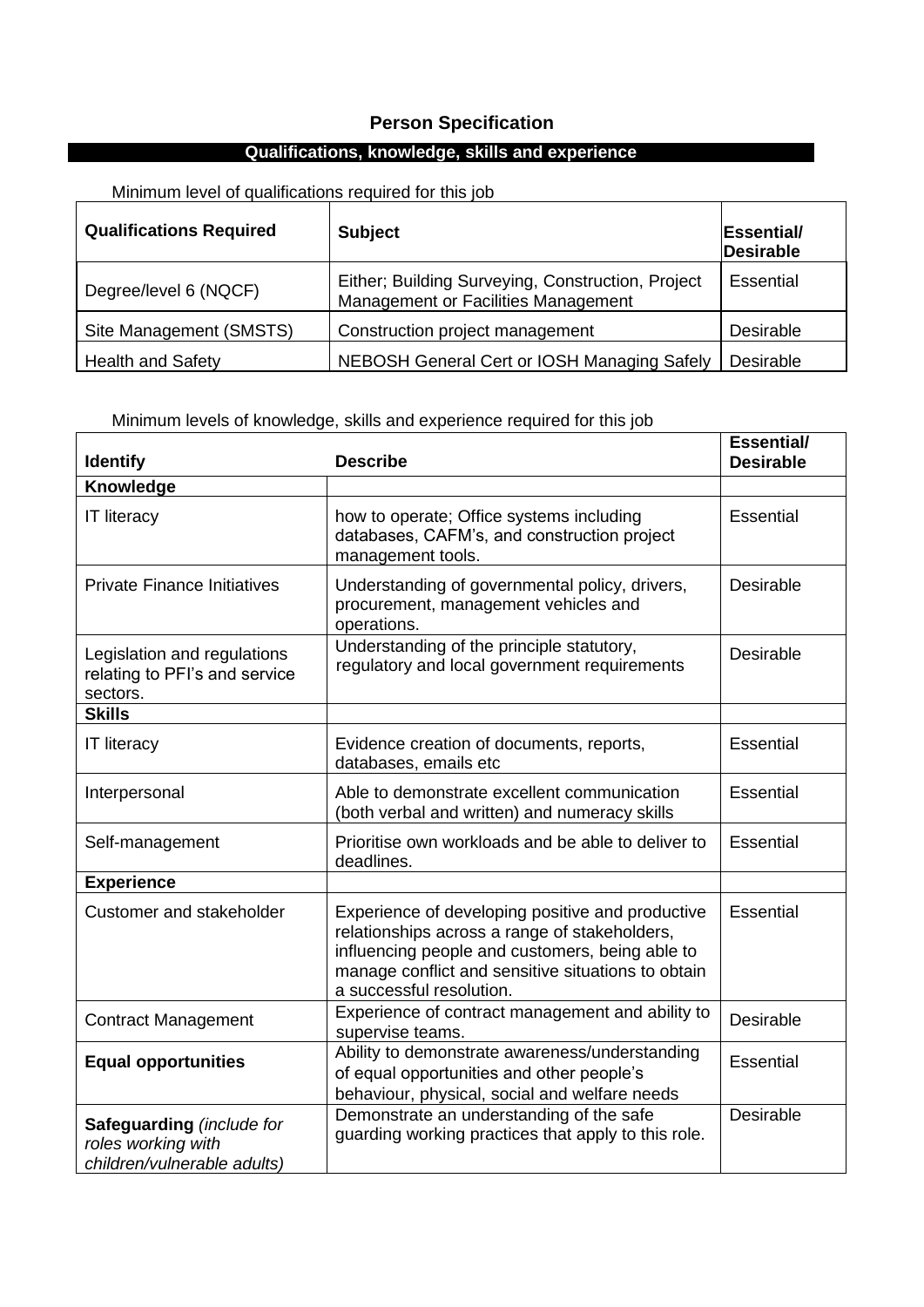## Person Specification

### Qualifications, knowledge, skills and experience

Minimum level of qualifications required for this job

| Qualifications Required | Subject | Essential/ Desirable |
|---|---|---|
| Degree/level 6 (NQCF) | Either; Building Surveying, Construction, Project Management or Facilities Management | Essential |
| Site Management (SMSTS) | Construction project management | Desirable |
| Health and Safety | NEBOSH General Cert or IOSH Managing Safely | Desirable |

Minimum levels of knowledge, skills and experience required for this job

| Identify | Describe | Essential/ Desirable |
|---|---|---|
| **Knowledge** | | |
| IT literacy | how to operate; Office systems including databases, CAFM's, and construction project management tools. | Essential |
| Private Finance Initiatives | Understanding of governmental policy, drivers, procurement, management vehicles and operations. | Desirable |
| Legislation and regulations relating to PFI's and service sectors. | Understanding of the principle statutory, regulatory and local government requirements | Desirable |
| **Skills** | | |
| IT literacy | Evidence creation of documents, reports, databases, emails etc | Essential |
| Interpersonal | Able to demonstrate excellent communication (both verbal and written) and numeracy skills | Essential |
| Self-management | Prioritise own workloads and be able to deliver to deadlines. | Essential |
| **Experience** | | |
| Customer and stakeholder | Experience of developing positive and productive relationships across a range of stakeholders, influencing people and customers, being able to manage conflict and sensitive situations to obtain a successful resolution. | Essential |
| Contract Management | Experience of contract management and ability to supervise teams. | Desirable |
| **Equal opportunities** | Ability to demonstrate awareness/understanding of equal opportunities and other people's behaviour, physical, social and welfare needs | Essential |
| **Safeguarding** *(include for roles working with children/vulnerable adults)* | Demonstrate an understanding of the safe guarding working practices that apply to this role. | Desirable |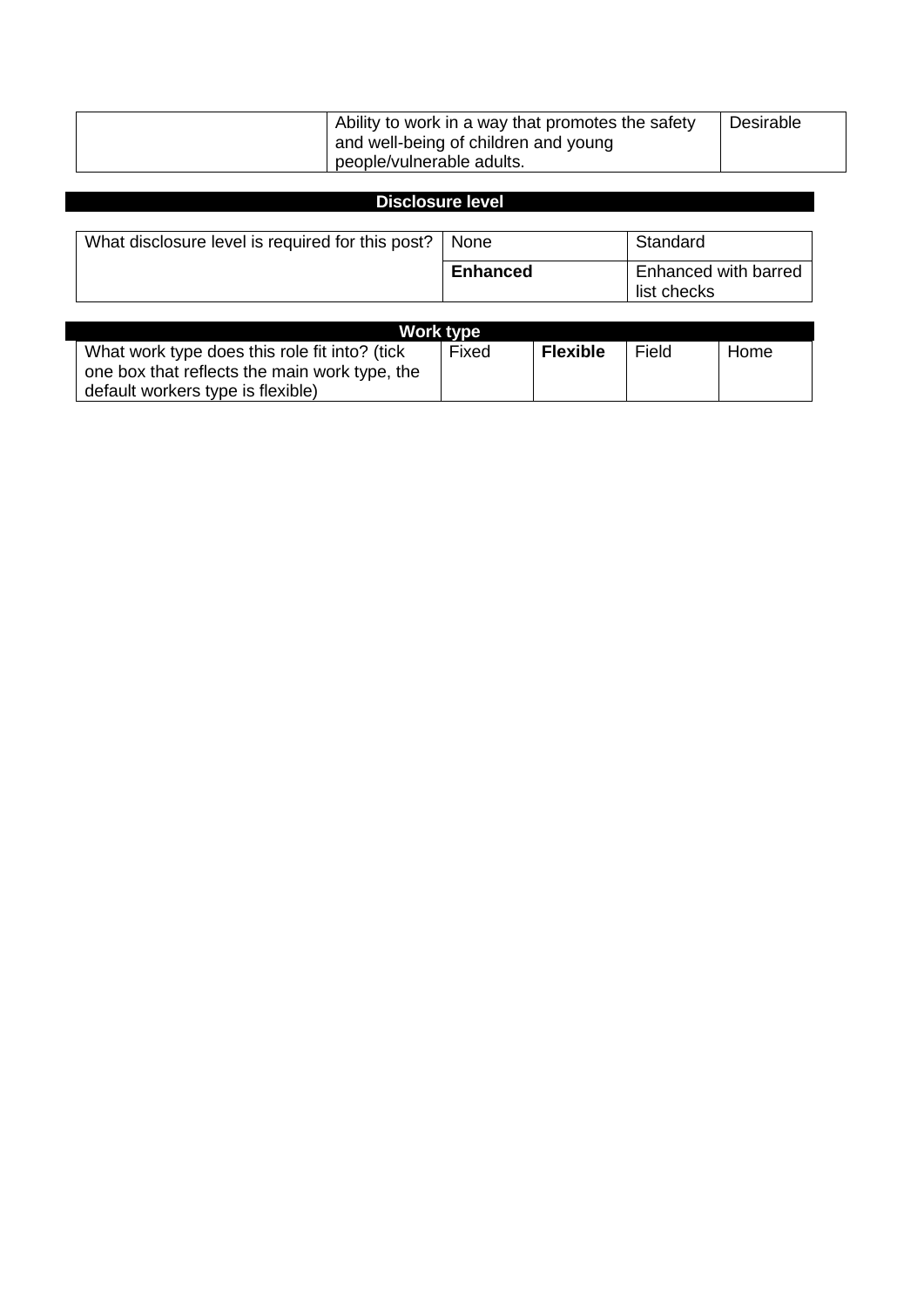| | | |
|---|---|---|
| | Ability to work in a way that promotes the safety and well-being of children and young people/vulnerable adults. | Desirable |

## Disclosure level

| | | |
|---|---|---|
| What disclosure level is required for this post? | None | Standard |
| | **Enhanced** | Enhanced with barred list checks |

## Work type

| | | | | |
|---|---|---|---|---|
| What work type does this role fit into? (tick one box that reflects the main work type, the default workers type is flexible) | Fixed | **Flexible** | Field | Home |